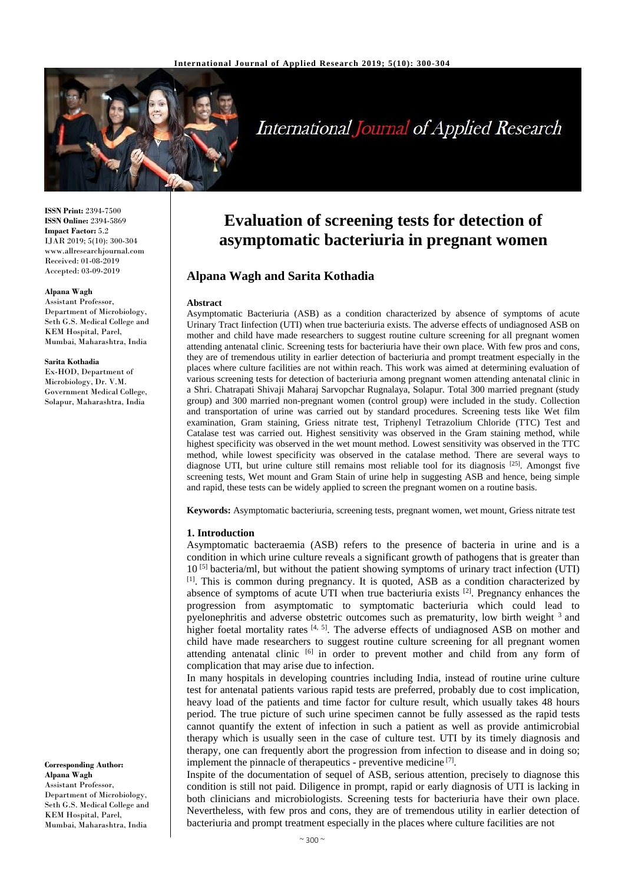ISSN Print: 2394-7500
ISSN Online: 2394-5869
Impact Factor: 5.2
IJAR 2019; 5(10): 300-304
www.allresearchjournal.com
Received: 01-08-2019
Accepted: 03-09-2019

**Alpana Wagh**
Assistant Professor, Department of Microbiology, Seth G.S. Medical College and KEM Hospital, Parel, Mumbai, Maharashtra, India

**Sarita Kothadia**
Ex-HOD, Department of Microbiology, Dr. V.M. Government Medical College, Solapur, Maharashtra, India

**Corresponding Author:**
**Alpana Wagh**
Assistant Professor, Department of Microbiology, Seth G.S. Medical College and KEM Hospital, Parel, Mumbai, Maharashtra, India

# Evaluation of screening tests for detection of asymptomatic bacteriuria in pregnant women

## Alpana Wagh and Sarita Kothadia

### Abstract

Asymptomatic Bacteriuria (ASB) as a condition characterized by absence of symptoms of acute Urinary Tract Iinfection (UTI) when true bacteriuria exists. The adverse effects of undiagnosed ASB on mother and child have made researchers to suggest routine culture screening for all pregnant women attending antenatal clinic. Screening tests for bacteriuria have their own place. With few pros and cons, they are of tremendous utility in earlier detection of bacteriuria and prompt treatment especially in the places where culture facilities are not within reach. This work was aimed at determining evaluation of various screening tests for detection of bacteriuria among pregnant women attending antenatal clinic in a Shri. Chatrapati Shivaji Maharaj Sarvopchar Rugnalaya, Solapur. Total 300 married pregnant (study group) and 300 married non-pregnant women (control group) were included in the study. Collection and transportation of urine was carried out by standard procedures. Screening tests like Wet film examination, Gram staining, Griess nitrate test, Triphenyl Tetrazolium Chloride (TTC) Test and Catalase test was carried out. Highest sensitivity was observed in the Gram staining method, while highest specificity was observed in the wet mount method. Lowest sensitivity was observed in the TTC method, while lowest specificity was observed in the catalase method. There are several ways to diagnose UTI, but urine culture still remains most reliable tool for its diagnosis [25]. Amongst five screening tests, Wet mount and Gram Stain of urine help in suggesting ASB and hence, being simple and rapid, these tests can be widely applied to screen the pregnant women on a routine basis.

**Keywords:** Asymptomatic bacteriuria, screening tests, pregnant women, wet mount, Griess nitrate test

### 1. Introduction

Asymptomatic bacteraemia (ASB) refers to the presence of bacteria in urine and is a condition in which urine culture reveals a significant growth of pathogens that is greater than 10 [5] bacteria/ml, but without the patient showing symptoms of urinary tract infection (UTI) [1]. This is common during pregnancy. It is quoted, ASB as a condition characterized by absence of symptoms of acute UTI when true bacteriuria exists [2]. Pregnancy enhances the progression from asymptomatic to symptomatic bacteriuria which could lead to pyelonephritis and adverse obstetric outcomes such as prematurity, low birth weight [3] and higher foetal mortality rates [4, 5]. The adverse effects of undiagnosed ASB on mother and child have made researchers to suggest routine culture screening for all pregnant women attending antenatal clinic [6] in order to prevent mother and child from any form of complication that may arise due to infection.

In many hospitals in developing countries including India, instead of routine urine culture test for antenatal patients various rapid tests are preferred, probably due to cost implication, heavy load of the patients and time factor for culture result, which usually takes 48 hours period. The true picture of such urine specimen cannot be fully assessed as the rapid tests cannot quantify the extent of infection in such a patient as well as provide antimicrobial therapy which is usually seen in the case of culture test. UTI by its timely diagnosis and therapy, one can frequently abort the progression from infection to disease and in doing so; implement the pinnacle of therapeutics - preventive medicine [7].

Inspite of the documentation of sequel of ASB, serious attention, precisely to diagnose this condition is still not paid. Diligence in prompt, rapid or early diagnosis of UTI is lacking in both clinicians and microbiologists. Screening tests for bacteriuria have their own place. Nevertheless, with few pros and cons, they are of tremendous utility in earlier detection of bacteriuria and prompt treatment especially in the places where culture facilities are not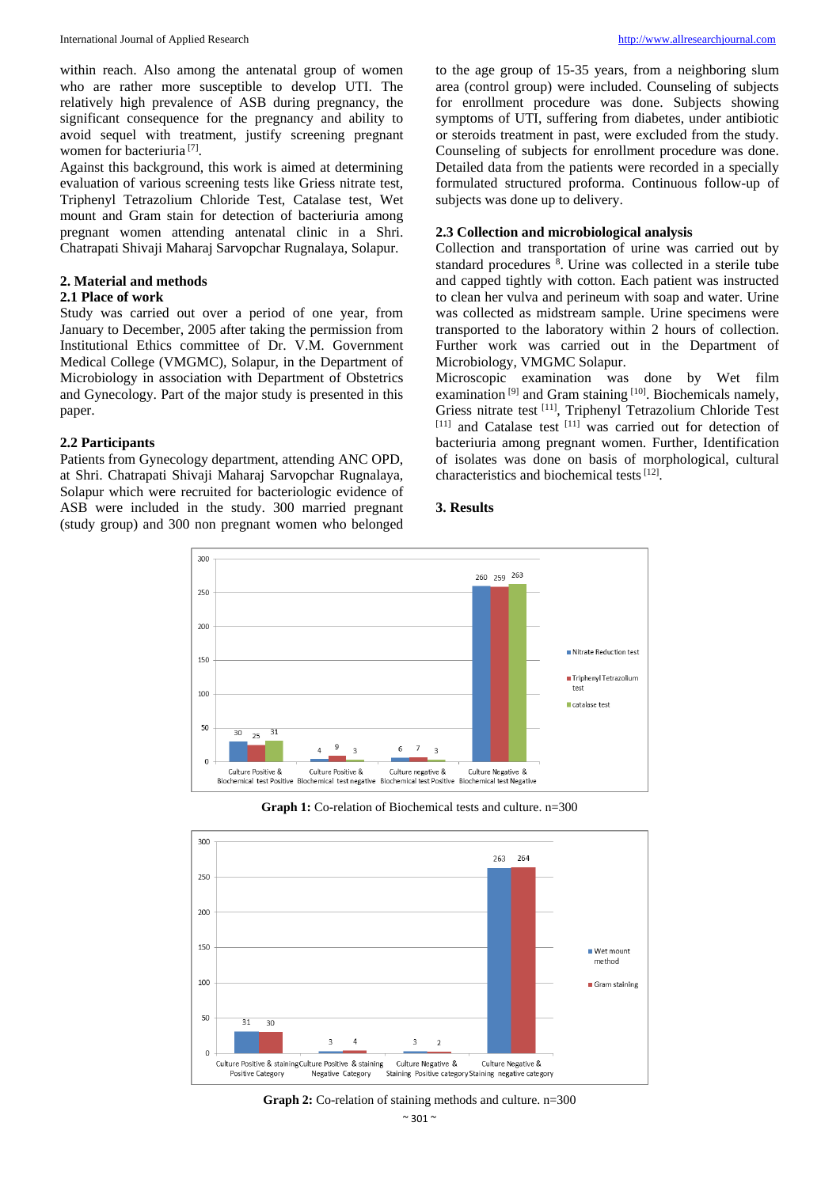within reach. Also among the antenatal group of women who are rather more susceptible to develop UTI. The relatively high prevalence of ASB during pregnancy, the significant consequence for the pregnancy and ability to avoid sequel with treatment, justify screening pregnant women for bacteriuria [7].

Against this background, this work is aimed at determining evaluation of various screening tests like Griess nitrate test, Triphenyl Tetrazolium Chloride Test, Catalase test, Wet mount and Gram stain for detection of bacteriuria among pregnant women attending antenatal clinic in a Shri. Chatrapati Shivaji Maharaj Sarvopchar Rugnalaya, Solapur.

## 2. Material and methods

### 2.1 Place of work

Study was carried out over a period of one year, from January to December, 2005 after taking the permission from Institutional Ethics committee of Dr. V.M. Government Medical College (VMGMC), Solapur, in the Department of Microbiology in association with Department of Obstetrics and Gynecology. Part of the major study is presented in this paper.

### 2.2 Participants

Patients from Gynecology department, attending ANC OPD, at Shri. Chatrapati Shivaji Maharaj Sarvopchar Rugnalaya, Solapur which were recruited for bacteriologic evidence of ASB were included in the study. 300 married pregnant (study group) and 300 non pregnant women who belonged to the age group of 15-35 years, from a neighboring slum area (control group) were included. Counseling of subjects for enrollment procedure was done. Subjects showing symptoms of UTI, suffering from diabetes, under antibiotic or steroids treatment in past, were excluded from the study. Counseling of subjects for enrollment procedure was done. Detailed data from the patients were recorded in a specially formulated structured proforma. Continuous follow-up of subjects was done up to delivery.

### 2.3 Collection and microbiological analysis

Collection and transportation of urine was carried out by standard procedures [8]. Urine was collected in a sterile tube and capped tightly with cotton. Each patient was instructed to clean her vulva and perineum with soap and water. Urine was collected as midstream sample. Urine specimens were transported to the laboratory within 2 hours of collection. Further work was carried out in the Department of Microbiology, VMGMC Solapur.

Microscopic examination was done by Wet film examination [9] and Gram staining [10]. Biochemicals namely, Griess nitrate test [11], Triphenyl Tetrazolium Chloride Test [11] and Catalase test [11] was carried out for detection of bacteriuria among pregnant women. Further, Identification of isolates was done on basis of morphological, cultural characteristics and biochemical tests [12].

## 3. Results

| | Nitrate Reduction test | Triphenyl Tetrazollum test | catalase test |
|---|---|---|---|
| Culture Positive & Biochemical test Positive | 30 | 25 | 31 |
| Culture Positive & Biochemical test negative | 4 | 9 | 3 |
| Culture negative & Biochemical test Positive | 6 | 7 | 3 |
| Culture Negative & Biochemical test Negative | 260 | 259 | 263 |

**Graph 1:** Co-relation of Biochemical tests and culture. n=300

| | Wet mount method | Gram staining |
|---|---|---|
| Culture Positive & staining Positive Category | 31 | 30 |
| Culture Positive & staining Negative Category | 3 | 4 |
| Culture Negative & Staining Positive category | 3 | 2 |
| Culture Negative & Staining negative category | 263 | 264 |

**Graph 2:** Co-relation of staining methods and culture. n=300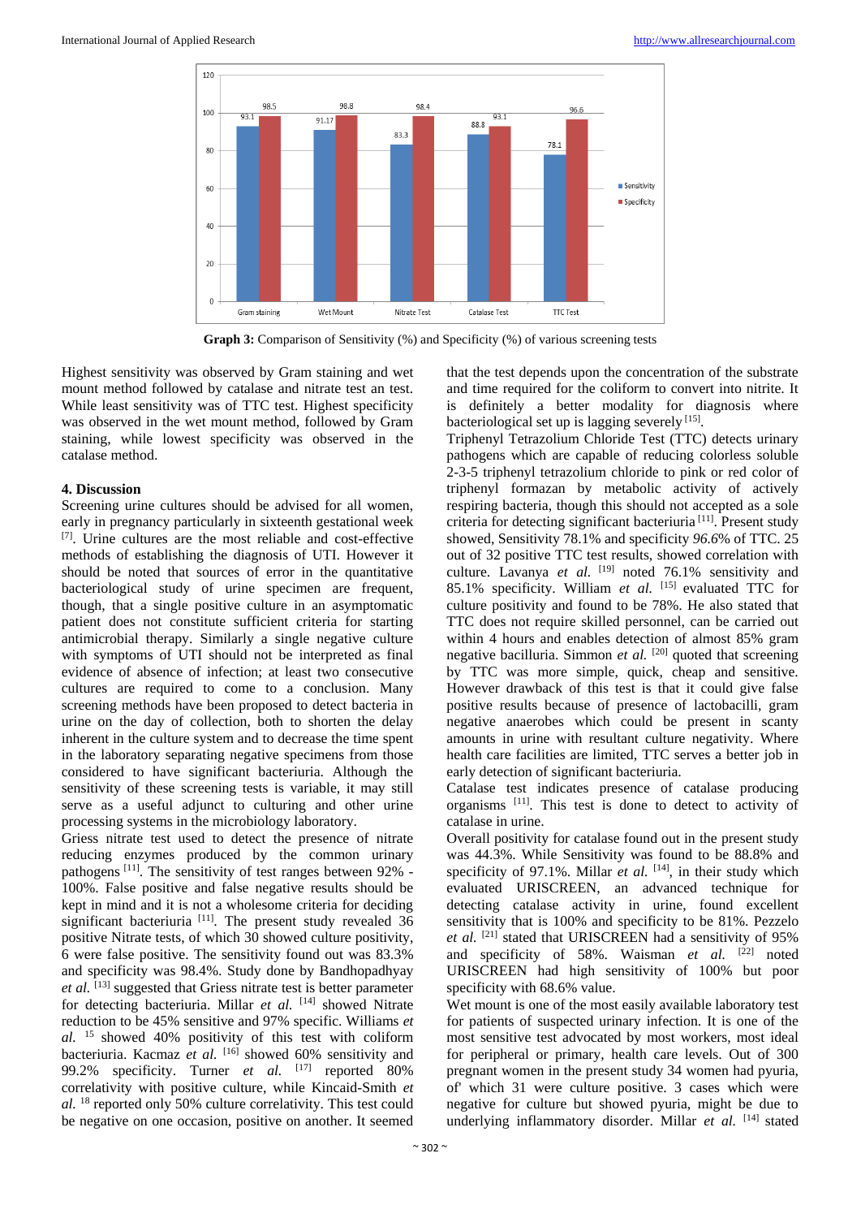**Graph 3:** Comparison of Sensitivity (%) and Specificity (%) of various screening tests

Highest sensitivity was observed by Gram staining and wet mount method followed by catalase and nitrate test an test. While least sensitivity was of TTC test. Highest specificity was observed in the wet mount method, followed by Gram staining, while lowest specificity was observed in the catalase method.

## 4. Discussion

Screening urine cultures should be advised for all women, early in pregnancy particularly in sixteenth gestational week [7]. Urine cultures are the most reliable and cost-effective methods of establishing the diagnosis of UTI. However it should be noted that sources of error in the quantitative bacteriological study of urine specimen are frequent, though, that a single positive culture in an asymptomatic patient does not constitute sufficient criteria for starting antimicrobial therapy. Similarly a single negative culture with symptoms of UTI should not be interpreted as final evidence of absence of infection; at least two consecutive cultures are required to come to a conclusion. Many screening methods have been proposed to detect bacteria in urine on the day of collection, both to shorten the delay inherent in the culture system and to decrease the time spent in the laboratory separating negative specimens from those considered to have significant bacteriuria. Although the sensitivity of these screening tests is variable, it may still serve as a useful adjunct to culturing and other urine processing systems in the microbiology laboratory.

Griess nitrate test used to detect the presence of nitrate reducing enzymes produced by the common urinary pathogens [11]. The sensitivity of test ranges between 92% - 100%. False positive and false negative results should be kept in mind and it is not a wholesome criteria for deciding significant bacteriuria [11]. The present study revealed 36 positive Nitrate tests, of which 30 showed culture positivity, 6 were false positive. The sensitivity found out was 83.3% and specificity was 98.4%. Study done by Bandhopadhyay *et al.* [13] suggested that Griess nitrate test is better parameter for detecting bacteriuria. Millar *et al.* [14] showed Nitrate reduction to be 45% sensitive and 97% specific. Williams *et al.* [15] showed 40% positivity of this test with coliform bacteriuria. Kacmaz *et al.* [16] showed 60% sensitivity and 99.2% specificity. Turner *et al.* [17] reported 80% correlativity with positive culture, while Kincaid-Smith *et al.* [18] reported only 50% culture correlativity. This test could be negative on one occasion, positive on another. It seemed that the test depends upon the concentration of the substrate and time required for the coliform to convert into nitrite. It is definitely a better modality for diagnosis where bacteriological set up is lagging severely [15].

Triphenyl Tetrazolium Chloride Test (TTC) detects urinary pathogens which are capable of reducing colorless soluble 2-3-5 triphenyl tetrazolium chloride to pink or red color of triphenyl formazan by metabolic activity of actively respiring bacteria, though this should not accepted as a sole criteria for detecting significant bacteriuria [11]. Present study showed, Sensitivity 78.1% and specificity *96.6*% of TTC. 25 out of 32 positive TTC test results, showed correlation with culture. Lavanya *et al.* [19] noted 76.1% sensitivity and 85.1% specificity. William *et al.* [15] evaluated TTC for culture positivity and found to be 78%. He also stated that TTC does not require skilled personnel, can be carried out within 4 hours and enables detection of almost 85% gram negative bacilluria. Simmon *et al.* [20] quoted that screening by TTC was more simple, quick, cheap and sensitive. However drawback of this test is that it could give false positive results because of presence of lactobacilli, gram negative anaerobes which could be present in scanty amounts in urine with resultant culture negativity. Where health care facilities are limited, TTC serves a better job in early detection of significant bacteriuria.

Catalase test indicates presence of catalase producing organisms [11]. This test is done to detect to activity of catalase in urine.

Overall positivity for catalase found out in the present study was 44.3%. While Sensitivity was found to be 88.8% and specificity of 97.1%. Millar *et al.* [14], in their study which evaluated URISCREEN, an advanced technique for detecting catalase activity in urine, found excellent sensitivity that is 100% and specificity to be 81%. Pezzelo *et al.* [21] stated that URISCREEN had a sensitivity of 95% and specificity of 58%. Waisman *et al.* [22] noted URISCREEN had high sensitivity of 100% but poor specificity with 68.6% value.

Wet mount is one of the most easily available laboratory test for patients of suspected urinary infection. It is one of the most sensitive test advocated by most workers, most ideal for peripheral or primary, health care levels. Out of 300 pregnant women in the present study 34 women had pyuria, of' which 31 were culture positive. 3 cases which were negative for culture but showed pyuria, might be due to underlying inflammatory disorder. Millar *et al.* [14] stated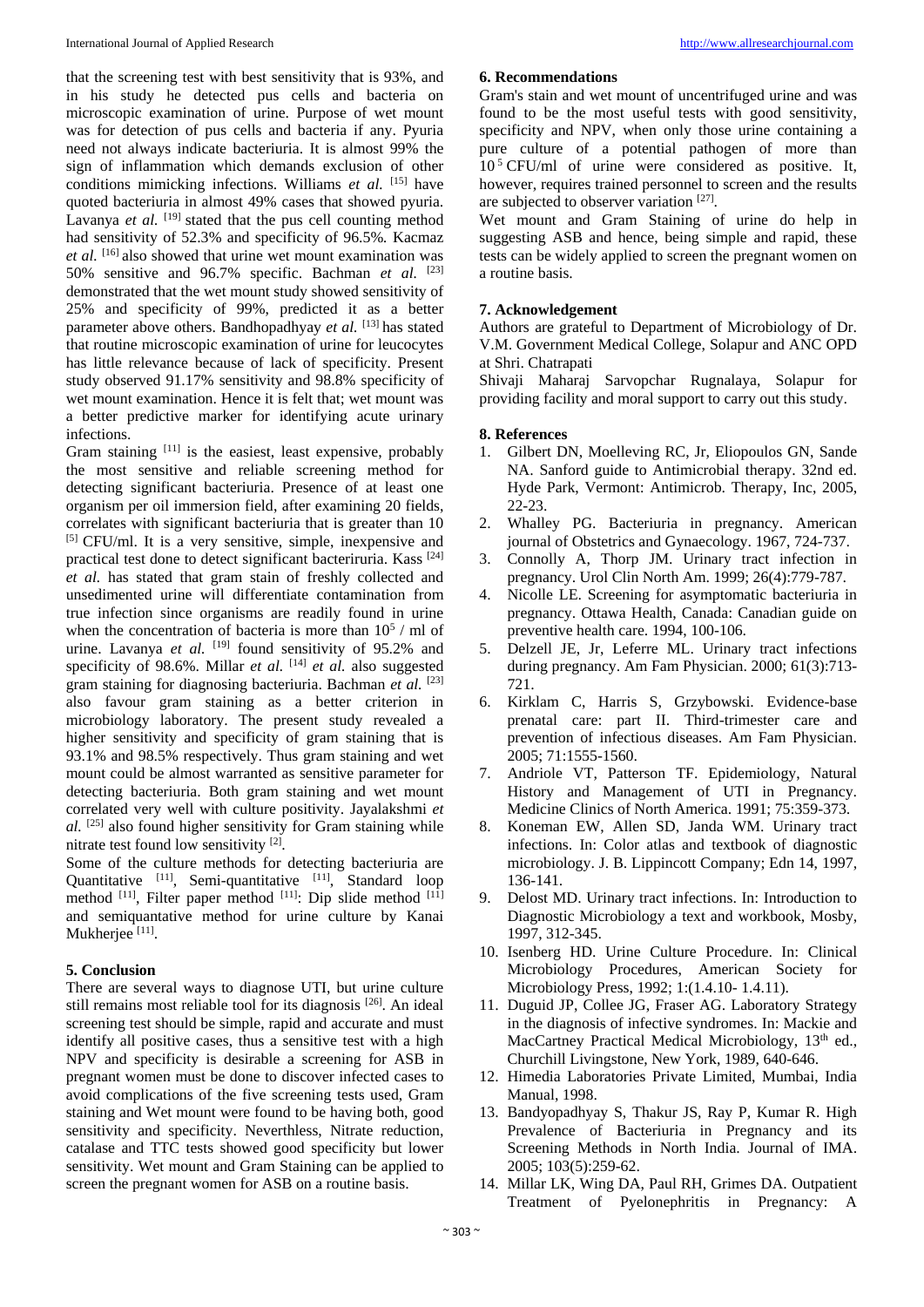that the screening test with best sensitivity that is 93%, and in his study he detected pus cells and bacteria on microscopic examination of urine. Purpose of wet mount was for detection of pus cells and bacteria if any. Pyuria need not always indicate bacteriuria. It is almost 99% the sign of inflammation which demands exclusion of other conditions mimicking infections. Williams *et al.* [15] have quoted bacteriuria in almost 49% cases that showed pyuria. Lavanya *et al.* [19] stated that the pus cell counting method had sensitivity of 52.3% and specificity of 96.5%. Kacmaz *et al.* [16] also showed that urine wet mount examination was 50% sensitive and 96.7% specific. Bachman *et al.* [23] demonstrated that the wet mount study showed sensitivity of 25% and specificity of 99%, predicted it as a better parameter above others. Bandhopadhyay *et al.* [13] has stated that routine microscopic examination of urine for leucocytes has little relevance because of lack of specificity. Present study observed 91.17% sensitivity and 98.8% specificity of wet mount examination. Hence it is felt that; wet mount was a better predictive marker for identifying acute urinary infections.

Gram staining [11] is the easiest, least expensive, probably the most sensitive and reliable screening method for detecting significant bacteriuria. Presence of at least one organism per oil immersion field, after examining 20 fields, correlates with significant bacteriuria that is greater than 10 [5] CFU/ml. It is a very sensitive, simple, inexpensive and practical test done to detect significant bacteriruria. Kass [24] *et al.* has stated that gram stain of freshly collected and unsedimented urine will differentiate contamination from true infection since organisms are readily found in urine when the concentration of bacteria is more than $10^5$ / ml of urine. Lavanya *et al.* [19] found sensitivity of 95.2% and specificity of 98.6%. Millar *et al.* [14] *et al.* also suggested gram staining for diagnosing bacteriuria. Bachman *et al.* [23] also favour gram staining as a better criterion in microbiology laboratory. The present study revealed a higher sensitivity and specificity of gram staining that is 93.1% and 98.5% respectively. Thus gram staining and wet mount could be almost warranted as sensitive parameter for detecting bacteriuria. Both gram staining and wet mount correlated very well with culture positivity. Jayalakshmi *et al.* [25] also found higher sensitivity for Gram staining while nitrate test found low sensitivity [2].

Some of the culture methods for detecting bacteriuria are Quantitative [11], Semi-quantitative [11], Standard loop method [11], Filter paper method [11]: Dip slide method [11] and semiquantative method for urine culture by Kanai Mukherjee [11].

## 5. Conclusion

There are several ways to diagnose UTI, but urine culture still remains most reliable tool for its diagnosis [26]. An ideal screening test should be simple, rapid and accurate and must identify all positive cases, thus a sensitive test with a high NPV and specificity is desirable a screening for ASB in pregnant women must be done to discover infected cases to avoid complications of the five screening tests used, Gram staining and Wet mount were found to be having both, good sensitivity and specificity. Neverthless, Nitrate reduction, catalase and TTC tests showed good specificity but lower sensitivity. Wet mount and Gram Staining can be applied to screen the pregnant women for ASB on a routine basis.

## 6. Recommendations

Gram's stain and wet mount of uncentrifuged urine and was found to be the most useful tests with good sensitivity, specificity and NPV, when only those urine containing a pure culture of a potential pathogen of more than $10^5$ CFU/ml of urine were considered as positive. It, however, requires trained personnel to screen and the results are subjected to observer variation [27].

Wet mount and Gram Staining of urine do help in suggesting ASB and hence, being simple and rapid, these tests can be widely applied to screen the pregnant women on a routine basis.

## 7. Acknowledgement

Authors are grateful to Department of Microbiology of Dr. V.M. Government Medical College, Solapur and ANC OPD at Shri. Chatrapati
Shivaji Maharaj Sarvopchar Rugnalaya, Solapur for providing facility and moral support to carry out this study.

## 8. References

1. Gilbert DN, Moelleving RC, Jr, Eliopoulos GN, Sande NA. Sanford guide to Antimicrobial therapy. 32nd ed. Hyde Park, Vermont: Antimicrob. Therapy, Inc, 2005, 22-23.
2. Whalley PG. Bacteriuria in pregnancy. American journal of Obstetrics and Gynaecology. 1967, 724-737.
3. Connolly A, Thorp JM. Urinary tract infection in pregnancy. Urol Clin North Am. 1999; 26(4):779-787.
4. Nicolle LE. Screening for asymptomatic bacteriuria in pregnancy. Ottawa Health, Canada: Canadian guide on preventive health care. 1994, 100-106.
5. Delzell JE, Jr, Leferre ML. Urinary tract infections during pregnancy. Am Fam Physician. 2000; 61(3):713-721.
6. Kirklam C, Harris S, Grzybowski. Evidence-base prenatal care: part II. Third-trimester care and prevention of infectious diseases. Am Fam Physician. 2005; 71:1555-1560.
7. Andriole VT, Patterson TF. Epidemiology, Natural History and Management of UTI in Pregnancy. Medicine Clinics of North America. 1991; 75:359-373.
8. Koneman EW, Allen SD, Janda WM. Urinary tract infections. In: Color atlas and textbook of diagnostic microbiology. J. B. Lippincott Company; Edn 14, 1997, 136-141.
9. Delost MD. Urinary tract infections. In: Introduction to Diagnostic Microbiology a text and workbook, Mosby, 1997, 312-345.
10. Isenberg HD. Urine Culture Procedure. In: Clinical Microbiology Procedures, American Society for Microbiology Press, 1992; 1:(1.4.10- 1.4.11).
11. Duguid JP, Collee JG, Fraser AG. Laboratory Strategy in the diagnosis of infective syndromes. In: Mackie and MacCartney Practical Medical Microbiology, 13th ed., Churchill Livingstone, New York, 1989, 640-646.
12. Himedia Laboratories Private Limited, Mumbai, India Manual, 1998.
13. Bandyopadhyay S, Thakur JS, Ray P, Kumar R. High Prevalence of Bacteriuria in Pregnancy and its Screening Methods in North India. Journal of IMA. 2005; 103(5):259-62.
14. Millar LK, Wing DA, Paul RH, Grimes DA. Outpatient Treatment of Pyelonephritis in Pregnancy: A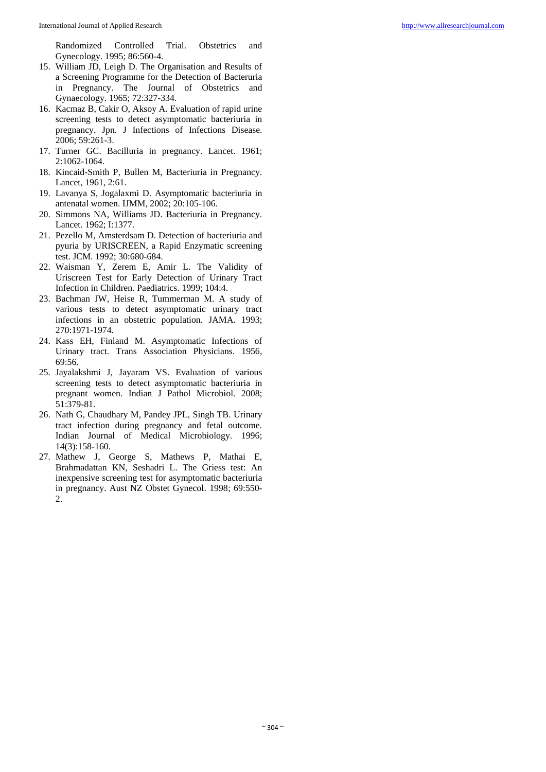Randomized Controlled Trial. Obstetrics and Gynecology. 1995; 86:560-4.

15. William JD, Leigh D. The Organisation and Results of a Screening Programme for the Detection of Bacteruria in Pregnancy. The Journal of Obstetrics and Gynaecology. 1965; 72:327-334.
16. Kacmaz B, Cakir O, Aksoy A. Evaluation of rapid urine screening tests to detect asymptomatic bacteriuria in pregnancy. Jpn. J Infections of Infections Disease. 2006; 59:261-3.
17. Turner GC. Bacilluria in pregnancy. Lancet. 1961; 2:1062-1064.
18. Kincaid-Smith P, Bullen M, Bacteriuria in Pregnancy. Lancet, 1961, 2:61.
19. Lavanya S, Jogalaxmi D. Asymptomatic bacteriuria in antenatal women. IJMM, 2002; 20:105-106.
20. Simmons NA, Williams JD. Bacteriuria in Pregnancy. Lancet. 1962; I:1377.
21. Pezello M, Amsterdsam D. Detection of bacteriuria and pyuria by URISCREEN, a Rapid Enzymatic screening test. JCM. 1992; 30:680-684.
22. Waisman Y, Zerem E, Amir L. The Validity of Uriscreen Test for Early Detection of Urinary Tract Infection in Children. Paediatrics. 1999; 104:4.
23. Bachman JW, Heise R, Tummerman M. A study of various tests to detect asymptomatic urinary tract infections in an obstetric population. JAMA. 1993; 270:1971-1974.
24. Kass EH, Finland M. Asymptomatic Infections of Urinary tract. Trans Association Physicians. 1956, 69:56.
25. Jayalakshmi J, Jayaram VS. Evaluation of various screening tests to detect asymptomatic bacteriuria in pregnant women. Indian J Pathol Microbiol. 2008; 51:379-81.
26. Nath G, Chaudhary M, Pandey JPL, Singh TB. Urinary tract infection during pregnancy and fetal outcome. Indian Journal of Medical Microbiology. 1996; 14(3):158-160.
27. Mathew J, George S, Mathews P, Mathai E, Brahmadattan KN, Seshadri L. The Griess test: An inexpensive screening test for asymptomatic bacteriuria in pregnancy. Aust NZ Obstet Gynecol. 1998; 69:550-2.